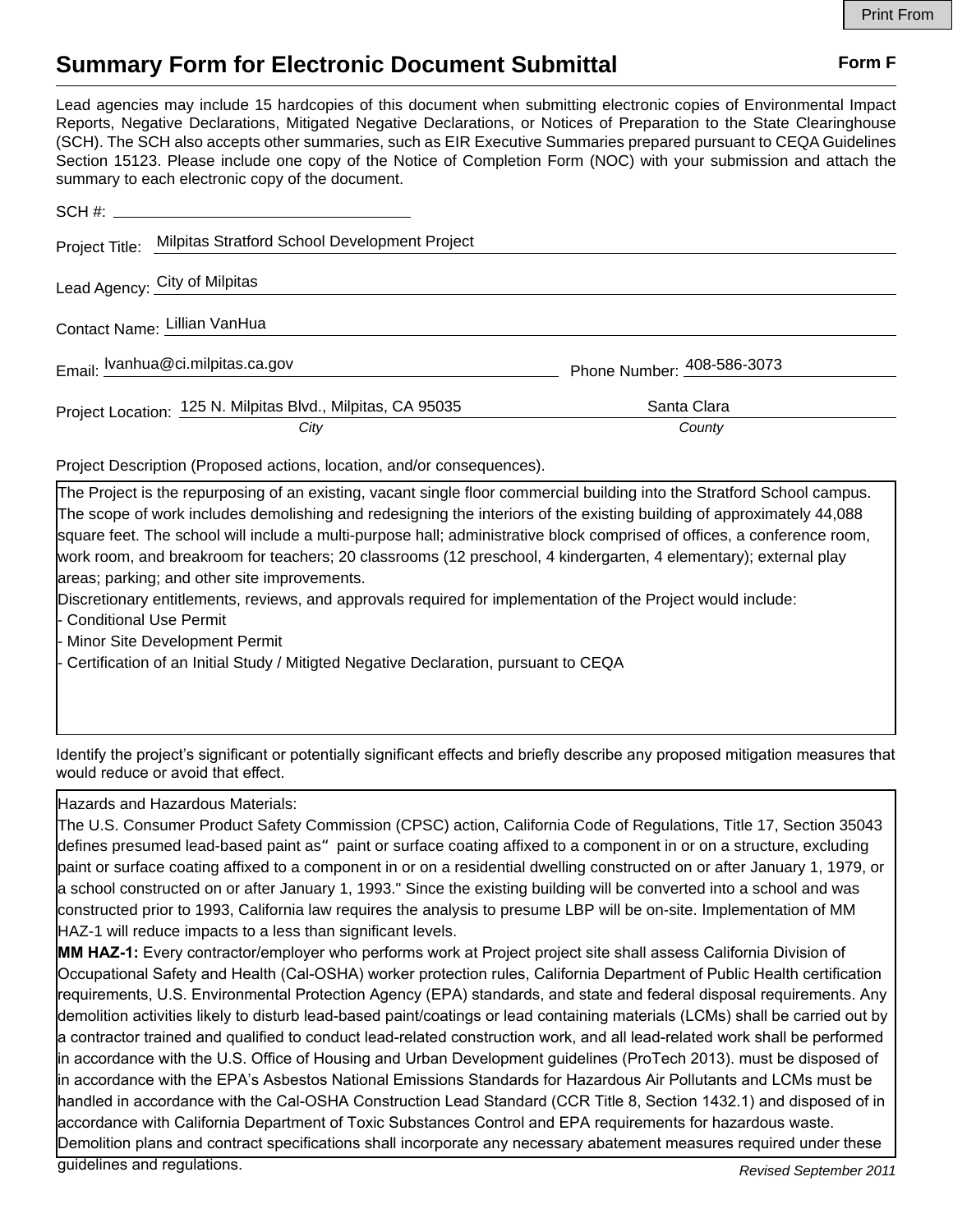# Summary Form for Electronic Document Submittal

**Form F**

Lead agencies may include 15 hardcopies of this document when submitting electronic copies of Environmental Impact Reports, Negative Declarations, Mitigated Negative Declarations, or Notices of Preparation to the State Clearinghouse (SCH). The SCH also accepts other summaries, such as EIR Executive Summaries prepared pursuant to CEQA Guidelines Section 15123. Please include one copy of the Notice of Completion Form (NOC) with your submission and attach the summary to each electronic copy of the document.

SCH #: 

Project Title: Milpitas Stratford School Development Project

Lead Agency: City of Milpitas

Contact Name: Lillian VanHua

Email: lvanhua@ci.milpitas.ca.gov Phone Number: 408-586-3073

Project Location: 125 N. Milpitas Blvd., Milpitas, CA 95035 (*City*) Santa Clara (*County*)

Project Description (Proposed actions, location, and/or consequences).

The Project is the repurposing of an existing, vacant single floor commercial building into the Stratford School campus. The scope of work includes demolishing and redesigning the interiors of the existing building of approximately 44,088 square feet. The school will include a multi-purpose hall; administrative block comprised of offices, a conference room, work room, and breakroom for teachers; 20 classrooms (12 preschool, 4 kindergarten, 4 elementary); external play areas; parking; and other site improvements.
Discretionary entitlements, reviews, and approvals required for implementation of the Project would include:
- Conditional Use Permit
- Minor Site Development Permit
- Certification of an Initial Study / Mitigted Negative Declaration, pursuant to CEQA

Identify the project's significant or potentially significant effects and briefly describe any proposed mitigation measures that would reduce or avoid that effect.

Hazards and Hazardous Materials:
The U.S. Consumer Product Safety Commission (CPSC) action, California Code of Regulations, Title 17, Section 35043 defines presumed lead-based paint as" paint or surface coating affixed to a component in or on a structure, excluding paint or surface coating affixed to a component in or on a residential dwelling constructed on or after January 1, 1979, or a school constructed on or after January 1, 1993." Since the existing building will be converted into a school and was constructed prior to 1993, California law requires the analysis to presume LBP will be on-site. Implementation of MM HAZ-1 will reduce impacts to a less than significant levels.
**MM HAZ-1:** Every contractor/employer who performs work at Project project site shall assess California Division of Occupational Safety and Health (Cal-OSHA) worker protection rules, California Department of Public Health certification requirements, U.S. Environmental Protection Agency (EPA) standards, and state and federal disposal requirements. Any demolition activities likely to disturb lead-based paint/coatings or lead containing materials (LCMs) shall be carried out by a contractor trained and qualified to conduct lead-related construction work, and all lead-related work shall be performed in accordance with the U.S. Office of Housing and Urban Development guidelines (ProTech 2013). must be disposed of in accordance with the EPA's Asbestos National Emissions Standards for Hazardous Air Pollutants and LCMs must be handled in accordance with the Cal-OSHA Construction Lead Standard (CCR Title 8, Section 1432.1) and disposed of in accordance with California Department of Toxic Substances Control and EPA requirements for hazardous waste. Demolition plans and contract specifications shall incorporate any necessary abatement measures required under these guidelines and regulations.

*Revised September 2011*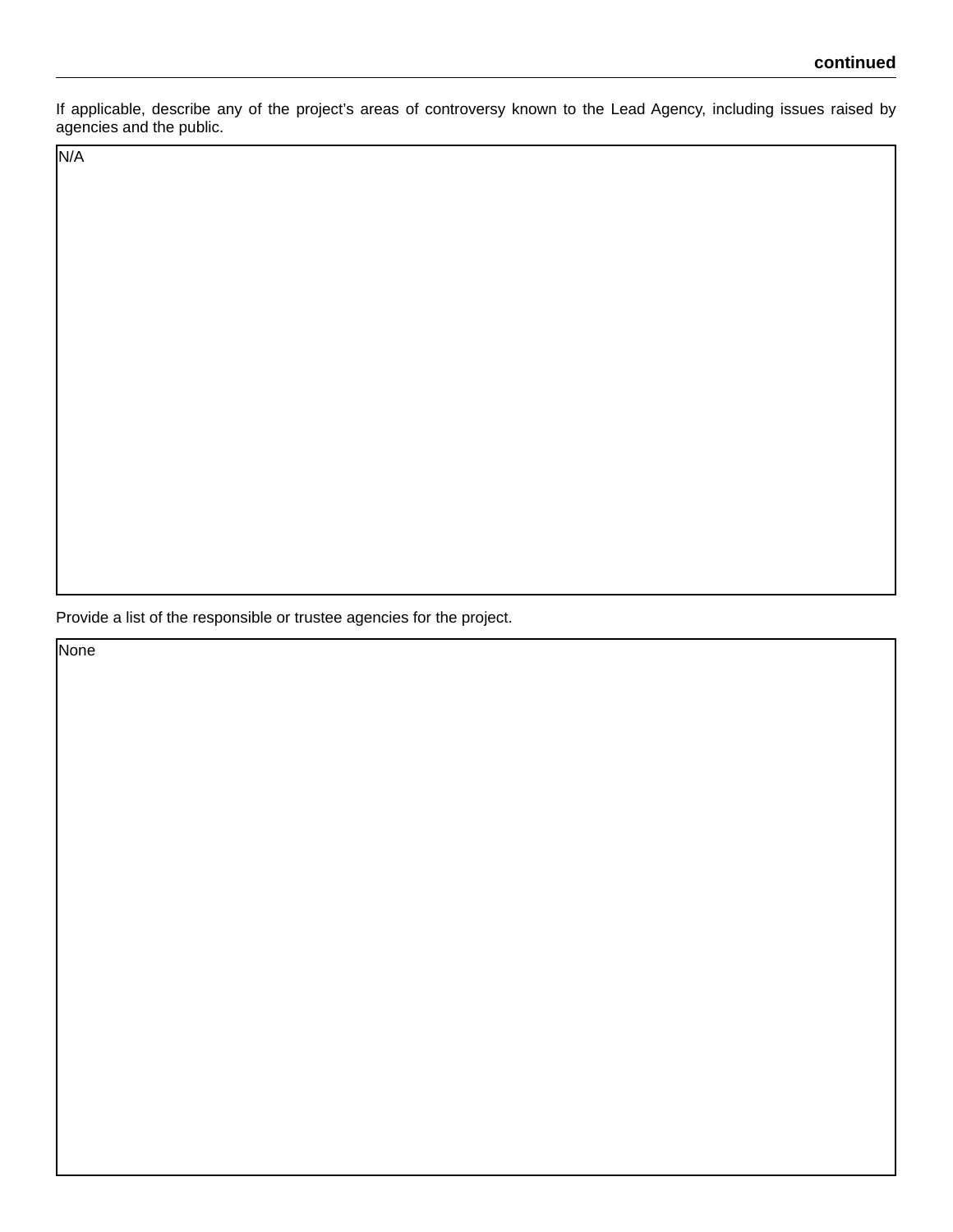**continued**

If applicable, describe any of the project's areas of controversy known to the Lead Agency, including issues raised by agencies and the public.

| |
|---|
| N/A |

Provide a list of the responsible or trustee agencies for the project.

| |
|---|
| None |